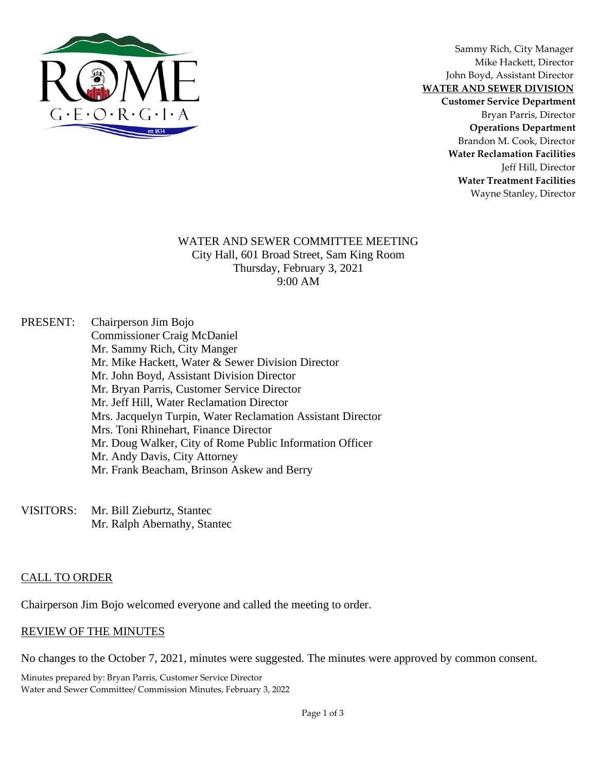Sammy Rich, City Manager
Mike Hackett, Director
John Boyd, Assistant Director
**WATER AND SEWER DIVISION**
**Customer Service Department**
Bryan Parris, Director
**Operations Department**
Brandon M. Cook, Director
**Water Reclamation Facilities**
Jeff Hill, Director
**Water Treatment Facilities**
Wayne Stanley, Director

WATER AND SEWER COMMITTEE MEETING
City Hall, 601 Broad Street, Sam King Room
Thursday, February 3, 2021
9:00 AM

PRESENT:
- Chairperson Jim Bojo
- Commissioner Craig McDaniel
- Mr. Sammy Rich, City Manger
- Mr. Mike Hackett, Water & Sewer Division Director
- Mr. John Boyd, Assistant Division Director
- Mr. Bryan Parris, Customer Service Director
- Mr. Jeff Hill, Water Reclamation Director
- Mrs. Jacquelyn Turpin, Water Reclamation Assistant Director
- Mrs. Toni Rhinehart, Finance Director
- Mr. Doug Walker, City of Rome Public Information Officer
- Mr. Andy Davis, City Attorney
- Mr. Frank Beacham, Brinson Askew and Berry

VISITORS:
- Mr. Bill Zieburtz, Stantec
- Mr. Ralph Abernathy, Stantec

## CALL TO ORDER

Chairperson Jim Bojo welcomed everyone and called the meeting to order.

## REVIEW OF THE MINUTES

No changes to the October 7, 2021, minutes were suggested. The minutes were approved by common consent.

Minutes prepared by: Bryan Parris, Customer Service Director
Water and Sewer Committee/ Commission Minutes, February 3, 2022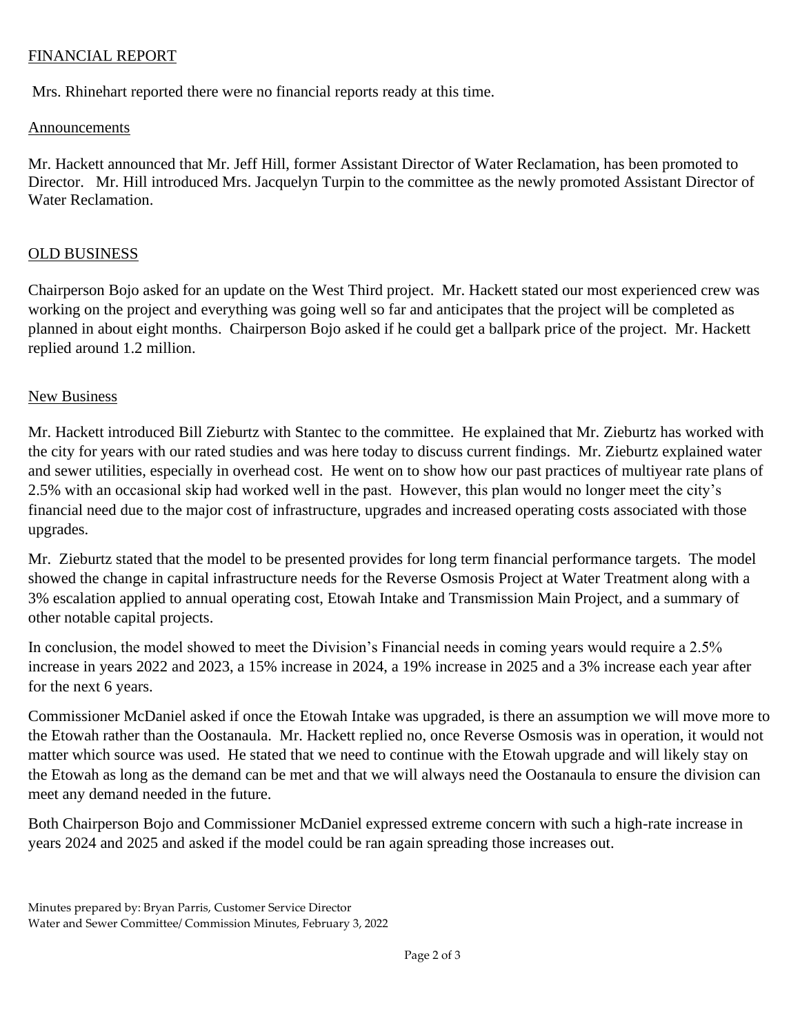## FINANCIAL REPORT

Mrs. Rhinehart reported there were no financial reports ready at this time.

## Announcements

Mr. Hackett announced that Mr. Jeff Hill, former Assistant Director of Water Reclamation, has been promoted to Director. Mr. Hill introduced Mrs. Jacquelyn Turpin to the committee as the newly promoted Assistant Director of Water Reclamation.

## OLD BUSINESS

Chairperson Bojo asked for an update on the West Third project. Mr. Hackett stated our most experienced crew was working on the project and everything was going well so far and anticipates that the project will be completed as planned in about eight months. Chairperson Bojo asked if he could get a ballpark price of the project. Mr. Hackett replied around 1.2 million.

## New Business

Mr. Hackett introduced Bill Zieburtz with Stantec to the committee. He explained that Mr. Zieburtz has worked with the city for years with our rated studies and was here today to discuss current findings. Mr. Zieburtz explained water and sewer utilities, especially in overhead cost. He went on to show how our past practices of multiyear rate plans of 2.5% with an occasional skip had worked well in the past. However, this plan would no longer meet the city's financial need due to the major cost of infrastructure, upgrades and increased operating costs associated with those upgrades.

Mr. Zieburtz stated that the model to be presented provides for long term financial performance targets. The model showed the change in capital infrastructure needs for the Reverse Osmosis Project at Water Treatment along with a 3% escalation applied to annual operating cost, Etowah Intake and Transmission Main Project, and a summary of other notable capital projects.

In conclusion, the model showed to meet the Division's Financial needs in coming years would require a 2.5% increase in years 2022 and 2023, a 15% increase in 2024, a 19% increase in 2025 and a 3% increase each year after for the next 6 years.

Commissioner McDaniel asked if once the Etowah Intake was upgraded, is there an assumption we will move more to the Etowah rather than the Oostanaula. Mr. Hackett replied no, once Reverse Osmosis was in operation, it would not matter which source was used. He stated that we need to continue with the Etowah upgrade and will likely stay on the Etowah as long as the demand can be met and that we will always need the Oostanaula to ensure the division can meet any demand needed in the future.

Both Chairperson Bojo and Commissioner McDaniel expressed extreme concern with such a high-rate increase in years 2024 and 2025 and asked if the model could be ran again spreading those increases out.

Minutes prepared by: Bryan Parris, Customer Service Director
Water and Sewer Committee/ Commission Minutes, February 3, 2022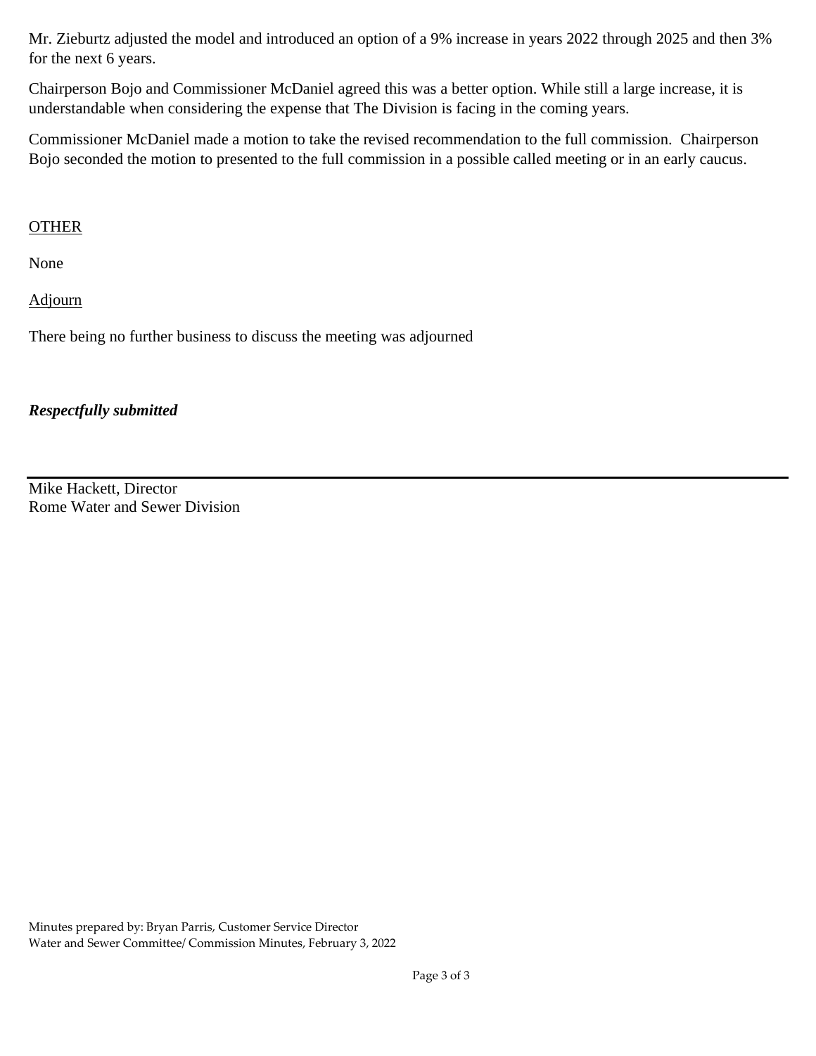Mr. Zieburtz adjusted the model and introduced an option of a 9% increase in years 2022 through 2025 and then 3% for the next 6 years.

Chairperson Bojo and Commissioner McDaniel agreed this was a better option. While still a large increase, it is understandable when considering the expense that The Division is facing in the coming years.

Commissioner McDaniel made a motion to take the revised recommendation to the full commission. Chairperson Bojo seconded the motion to presented to the full commission in a possible called meeting or in an early caucus.

OTHER

None

Adjourn

There being no further business to discuss the meeting was adjourned

***Respectfully submitted***

---

Mike Hackett, Director
Rome Water and Sewer Division

Minutes prepared by: Bryan Parris, Customer Service Director
Water and Sewer Committee/ Commission Minutes, February 3, 2022